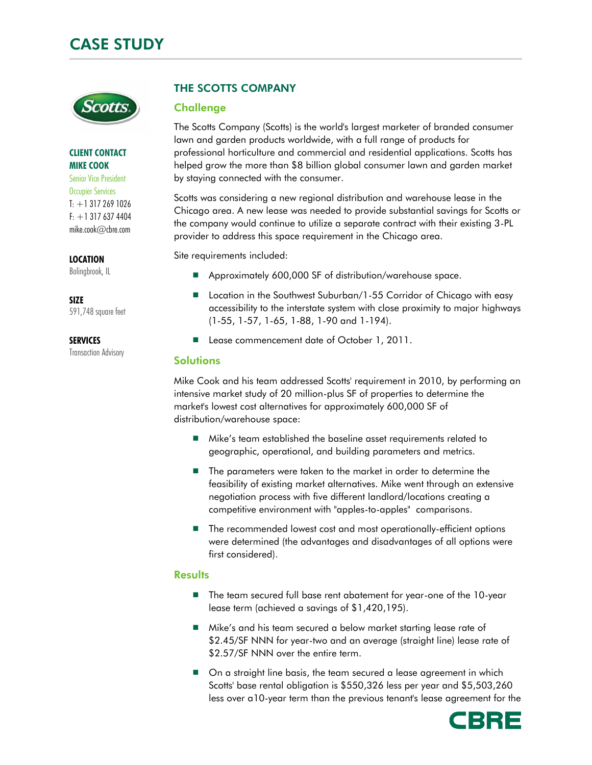# CASE STUDY

**CLIENT CONTACT**
**MIKE COOK**
Senior Vice President
Occupier Services
T: +1 317 269 1026
F: +1 317 637 4404
mike.cook@cbre.com

**LOCATION**
Bolingbrook, IL

**SIZE**
591,748 square feet

**SERVICES**
Transaction Advisory

## THE SCOTTS COMPANY

### Challenge

The Scotts Company (Scotts) is the world's largest marketer of branded consumer lawn and garden products worldwide, with a full range of products for professional horticulture and commercial and residential applications. Scotts has helped grow the more than $8 billion global consumer lawn and garden market by staying connected with the consumer.

Scotts was considering a new regional distribution and warehouse lease in the Chicago area. A new lease was needed to provide substantial savings for Scotts or the company would continue to utilize a separate contract with their existing 3-PL provider to address this space requirement in the Chicago area.

Site requirements included:

- Approximately 600,000 SF of distribution/warehouse space.
- Location in the Southwest Suburban/1-55 Corridor of Chicago with easy accessibility to the interstate system with close proximity to major highways (1-55, 1-57, 1-65, 1-88, 1-90 and 1-194).
- Lease commencement date of October 1, 2011.

### Solutions

Mike Cook and his team addressed Scotts' requirement in 2010, by performing an intensive market study of 20 million-plus SF of properties to determine the market's lowest cost alternatives for approximately 600,000 SF of distribution/warehouse space:

- Mike's team established the baseline asset requirements related to geographic, operational, and building parameters and metrics.
- The parameters were taken to the market in order to determine the feasibility of existing market alternatives. Mike went through an extensive negotiation process with five different landlord/locations creating a competitive environment with "apples-to-apples" comparisons.
- The recommended lowest cost and most operationally-efficient options were determined (the advantages and disadvantages of all options were first considered).

### Results

- The team secured full base rent abatement for year-one of the 10-year lease term (achieved a savings of $1,420,195).
- Mike's and his team secured a below market starting lease rate of $2.45/SF NNN for year-two and an average (straight line) lease rate of $2.57/SF NNN over the entire term.
- On a straight line basis, the team secured a lease agreement in which Scotts' base rental obligation is $550,326 less per year and $5,503,260 less over a10-year term than the previous tenant's lease agreement for the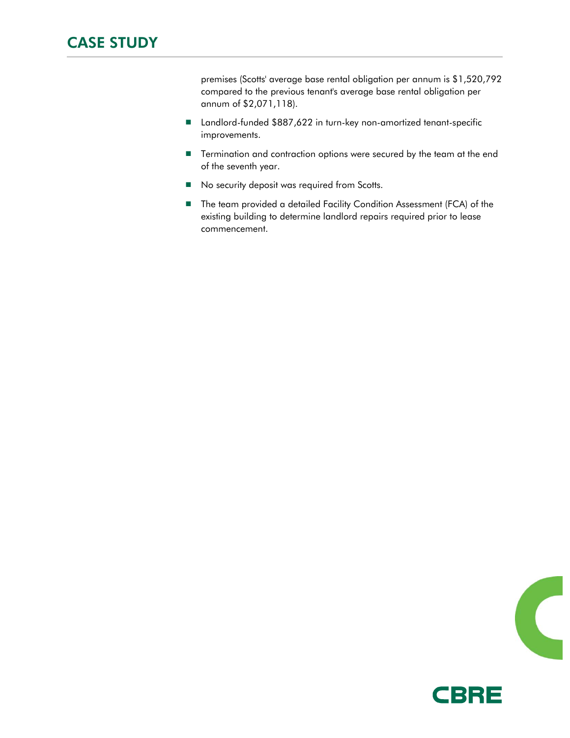premises (Scotts' average base rental obligation per annum is $1,520,792 compared to the previous tenant's average base rental obligation per annum of $2,071,118).

- Landlord-funded $887,622 in turn-key non-amortized tenant-specific improvements.
- Termination and contraction options were secured by the team at the end of the seventh year.
- No security deposit was required from Scotts.
- The team provided a detailed Facility Condition Assessment (FCA) of the existing building to determine landlord repairs required prior to lease commencement.